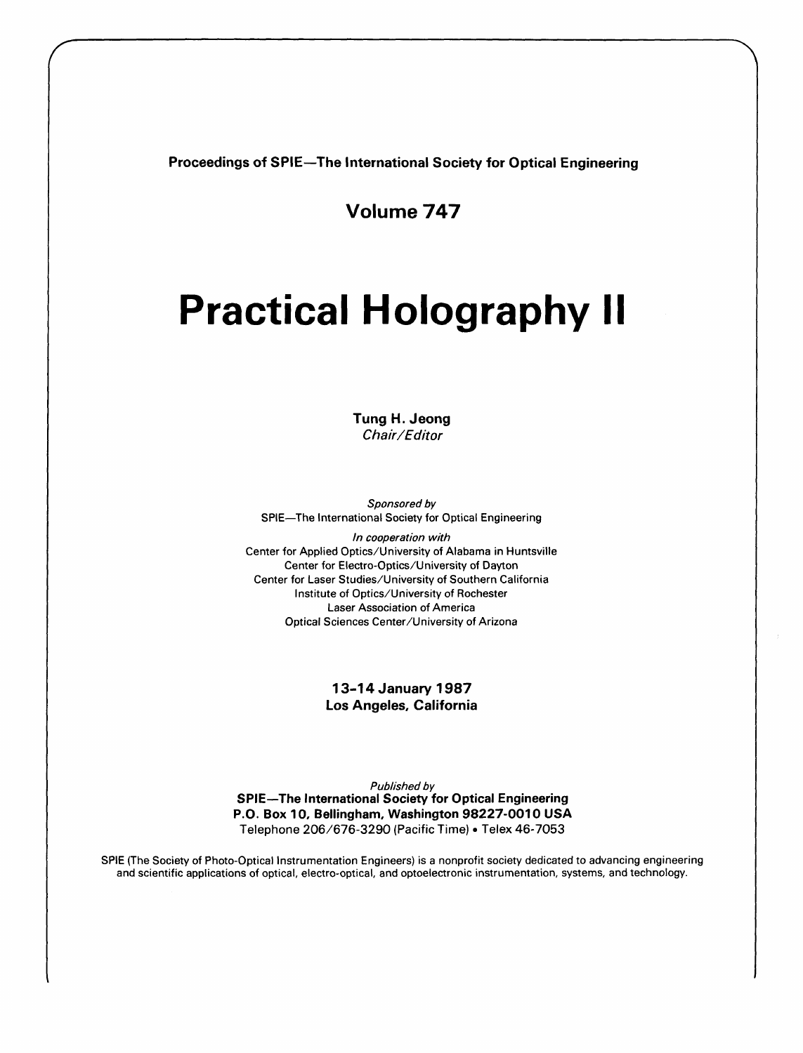**Proceedings of SPIE—The International Society for Optical Engineering**

**Volume 747**

# Practical Holography II

**Tung H. Jeong**
*Chair/Editor*

*Sponsored by*
SPIE—The International Society for Optical Engineering

*In cooperation with*
Center for Applied Optics/University of Alabama in Huntsville
Center for Electro-Optics/University of Dayton
Center for Laser Studies/University of Southern California
Institute of Optics/University of Rochester
Laser Association of America
Optical Sciences Center/University of Arizona

**13-14 January 1987**
**Los Angeles, California**

*Published by*
**SPIE—The International Society for Optical Engineering**
**P.O. Box 10, Bellingham, Washington 98227-0010 USA**
Telephone 206/676-3290 (Pacific Time) • Telex 46-7053

SPIE (The Society of Photo-Optical Instrumentation Engineers) is a nonprofit society dedicated to advancing engineering and scientific applications of optical, electro-optical, and optoelectronic instrumentation, systems, and technology.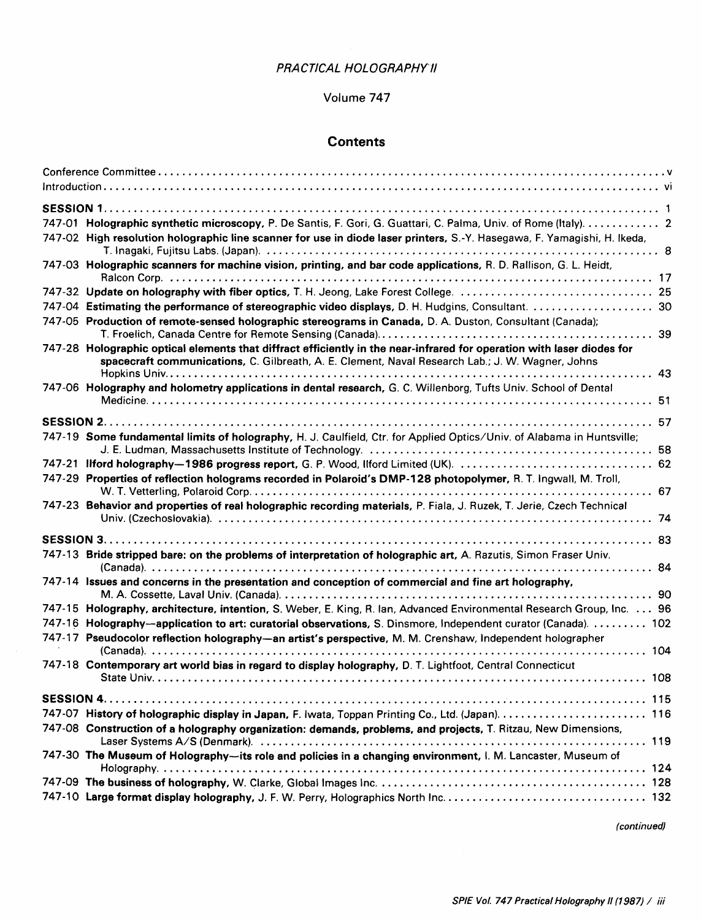*PRACTICAL HOLOGRAPHY II*

Volume 747

## Contents

Conference Committee .... v
Introduction .... vi

**SESSION 1** .... 1

747-01 **Holographic synthetic microscopy,** P. De Santis, F. Gori, G. Guattari, C. Palma, Univ. of Rome (Italy) .... 2

747-02 **High resolution holographic line scanner for use in diode laser printers,** S.-Y. Hasegawa, F. Yamagishi, H. Ikeda, T. Inagaki, Fujitsu Labs. (Japan) .... 8

747-03 **Holographic scanners for machine vision, printing, and bar code applications,** R. D. Rallison, G. L. Heidt, Ralcon Corp. .... 17

747-32 **Update on holography with fiber optics,** T. H. Jeong, Lake Forest College .... 25

747-04 **Estimating the performance of stereographic video displays,** D. H. Hudgins, Consultant .... 30

747-05 **Production of remote-sensed holographic stereograms in Canada,** D. A. Duston, Consultant (Canada); T. Froelich, Canada Centre for Remote Sensing (Canada) .... 39

747-28 **Holographic optical elements that diffract efficiently in the near-infrared for operation with laser diodes for spacecraft communications,** C. Gilbreath, A. E. Clement, Naval Research Lab.; J. W. Wagner, Johns Hopkins Univ. .... 43

747-06 **Holography and holometry applications in dental research,** G. C. Willenborg, Tufts Univ. School of Dental Medicine .... 51

**SESSION 2** .... 57

747-19 **Some fundamental limits of holography,** H. J. Caulfield, Ctr. for Applied Optics/Univ. of Alabama in Huntsville; J. E. Ludman, Massachusetts Institute of Technology .... 58

747-21 **Ilford holography—1986 progress report,** G. P. Wood, Ilford Limited (UK) .... 62

747-29 **Properties of reflection holograms recorded in Polaroid's DMP-128 photopolymer,** R. T. Ingwall, M. Troll, W. T. Vetterling, Polaroid Corp. .... 67

747-23 **Behavior and properties of real holographic recording materials,** P. Fiala, J. Ruzek, T. Jerie, Czech Technical Univ. (Czechoslovakia) .... 74

**SESSION 3** .... 83

747-13 **Bride stripped bare: on the problems of interpretation of holographic art,** A. Razutis, Simon Fraser Univ. (Canada) .... 84

747-14 **Issues and concerns in the presentation and conception of commercial and fine art holography,** M. A. Cossette, Laval Univ. (Canada) .... 90

747-15 **Holography, architecture, intention,** S. Weber, E. King, R. Ian, Advanced Environmental Research Group, Inc. .... 96

747-16 **Holography—application to art: curatorial observations,** S. Dinsmore, Independent curator (Canada) .... 102

747-17 **Pseudocolor reflection holography—an artist's perspective,** M. M. Crenshaw, Independent holographer (Canada) .... 104

747-18 **Contemporary art world bias in regard to display holography,** D. T. Lightfoot, Central Connecticut State Univ. .... 108

**SESSION 4** .... 115

747-07 **History of holographic display in Japan,** F. Iwata, Toppan Printing Co., Ltd. (Japan) .... 116

747-08 **Construction of a holography organization: demands, problems, and projects,** T. Ritzau, New Dimensions, Laser Systems A/S (Denmark) .... 119

747-30 **The Museum of Holography—its role and policies in a changing environment,** I. M. Lancaster, Museum of Holography .... 124

747-09 **The business of holography,** W. Clarke, Global Images Inc. .... 128

747-10 **Large format display holography,** J. F. W. Perry, Holographics North Inc. .... 132

*(continued)*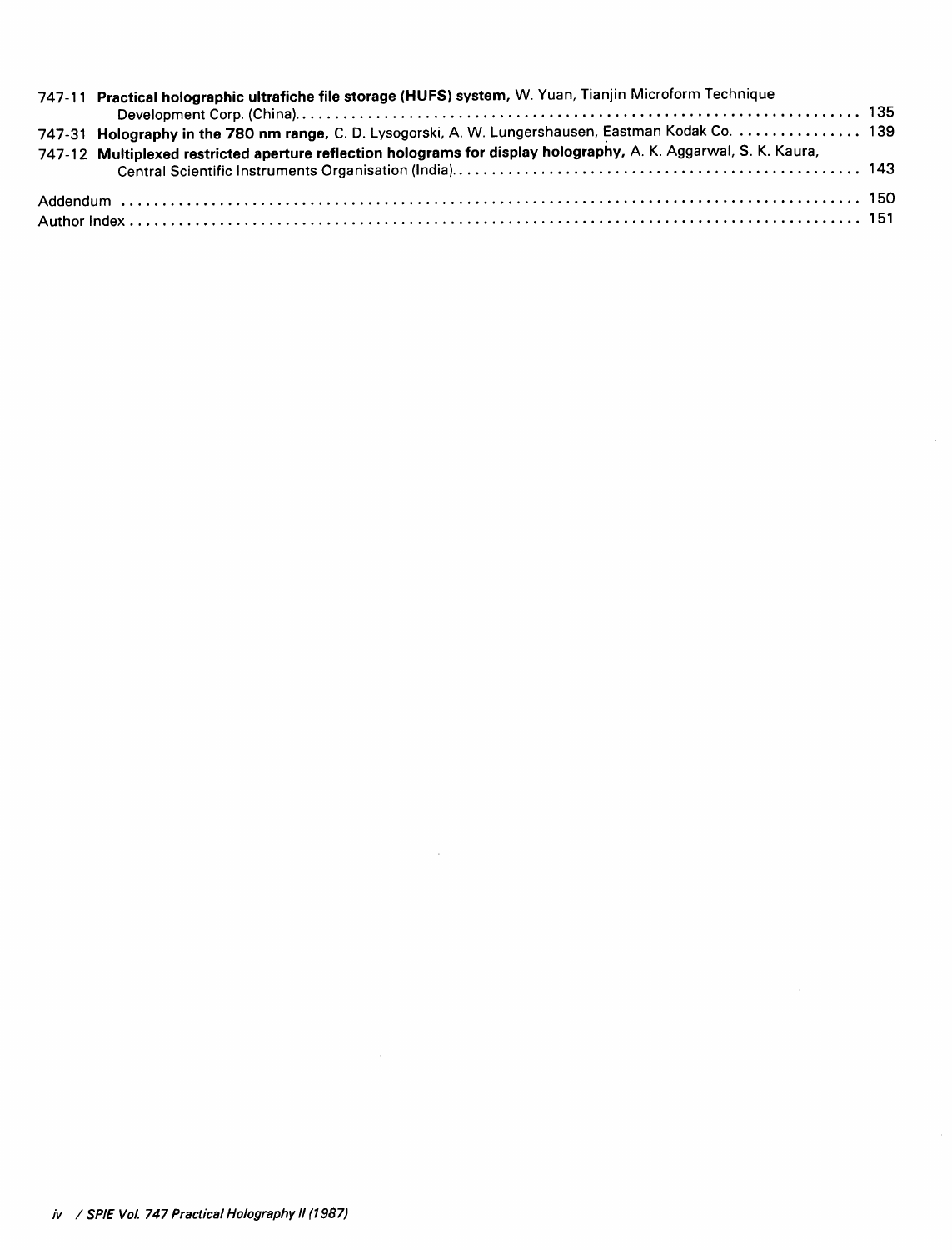747-11 **Practical holographic ultrafiche file storage (HUFS) system,** W. Yuan, Tianjin Microform Technique Development Corp. (China) . . . . . . . . . . 135

747-31 **Holography in the 780 nm range,** C. D. Lysogorski, A. W. Lungershausen, Eastman Kodak Co. . . . . . . . . . . 139

747-12 **Multiplexed restricted aperture reflection holograms for display holography,** A. K. Aggarwal, S. K. Kaura, Central Scientific Instruments Organisation (India) . . . . . . . . . . 143

Addendum . . . . . . . . . . 150

Author Index . . . . . . . . . . 151